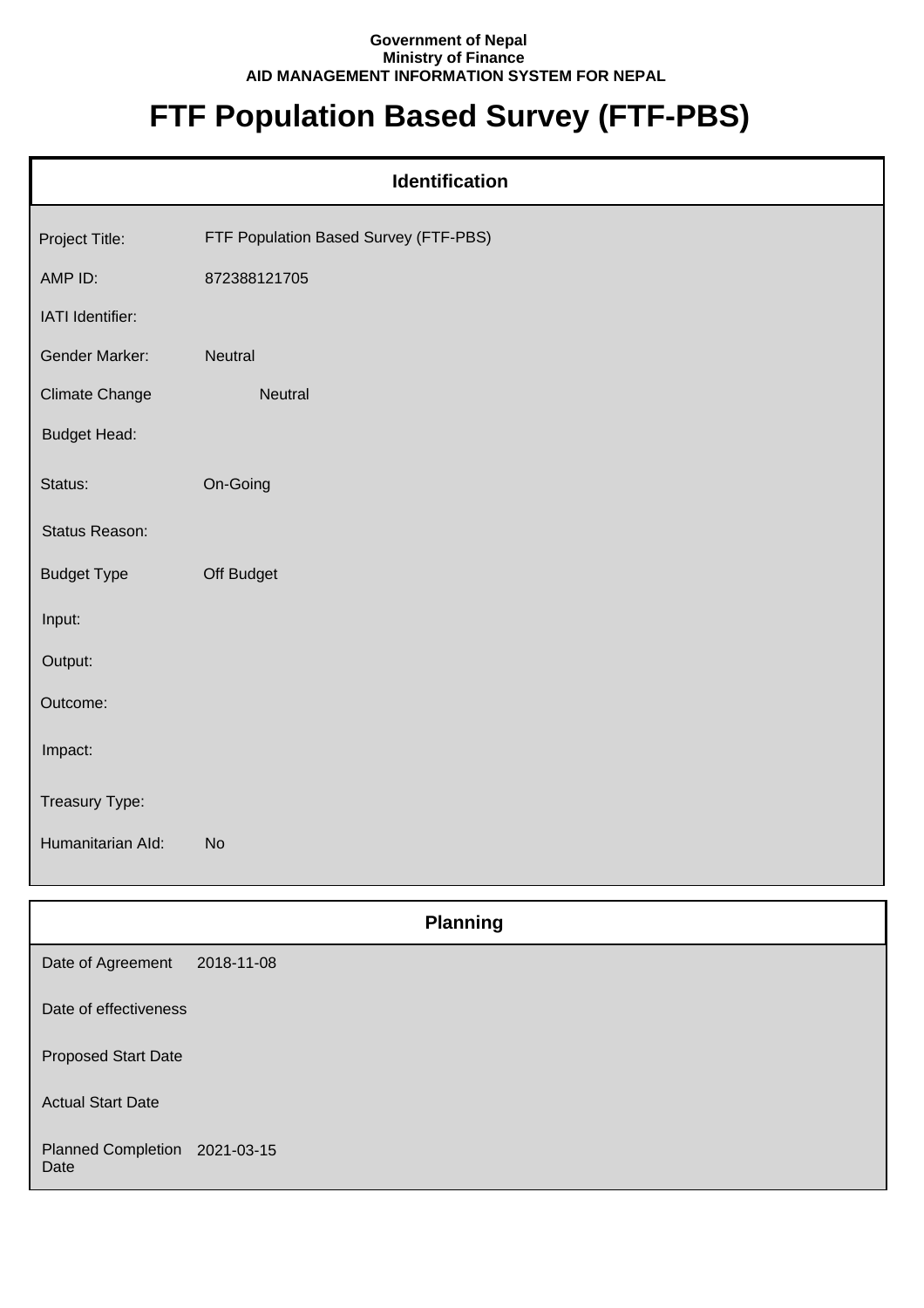**Government of Nepal**
**Ministry of Finance**
**AID MANAGEMENT INFORMATION SYSTEM FOR NEPAL**

# FTF Population Based Survey (FTF-PBS)

## Identification

| | |
|---|---|
| Project Title: | FTF Population Based Survey (FTF-PBS) |
| AMP ID: | 872388121705 |
| IATI Identifier: | |
| Gender Marker: | Neutral |
| Climate Change | Neutral |
| Budget Head: | |
| Status: | On-Going |
| Status Reason: | |
| Budget Type | Off Budget |
| Input: | |
| Output: | |
| Outcome: | |
| Impact: | |
| Treasury Type: | |
| Humanitarian AId: | No |

## Planning

| | |
|---|---|
| Date of Agreement | 2018-11-08 |
| Date of effectiveness | |
| Proposed Start Date | |
| Actual Start Date | |
| Planned Completion Date | 2021-03-15 |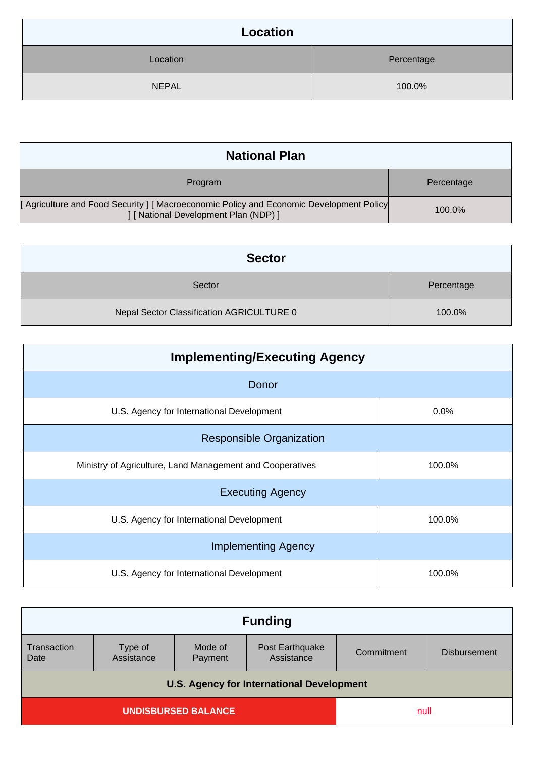## Location

| Location | Percentage |
|---|---|
| NEPAL | 100.0% |

## National Plan

| Program | Percentage |
|---|---|
| [ Agriculture and Food Security ] [ Macroeconomic Policy and Economic Development Policy ] [ National Development Plan (NDP) ] | 100.0% |

## Sector

| Sector | Percentage |
|---|---|
| Nepal Sector Classification AGRICULTURE 0 | 100.0% |

## Implementing/Executing Agency

| Donor | |
|---|---|
| U.S. Agency for International Development | 0.0% |
| **Responsible Organization** | |
| Ministry of Agriculture, Land Management and Cooperatives | 100.0% |
| **Executing Agency** | |
| U.S. Agency for International Development | 100.0% |
| **Implementing Agency** | |
| U.S. Agency for International Development | 100.0% |

## Funding

| Transaction Date | Type of Assistance | Mode of Payment | Post Earthquake Assistance | Commitment | Disbursement |
|---|---|---|---|---|---|
| **U.S. Agency for International Development** | | | | | |
| **UNDISBURSED BALANCE** | | | | null | |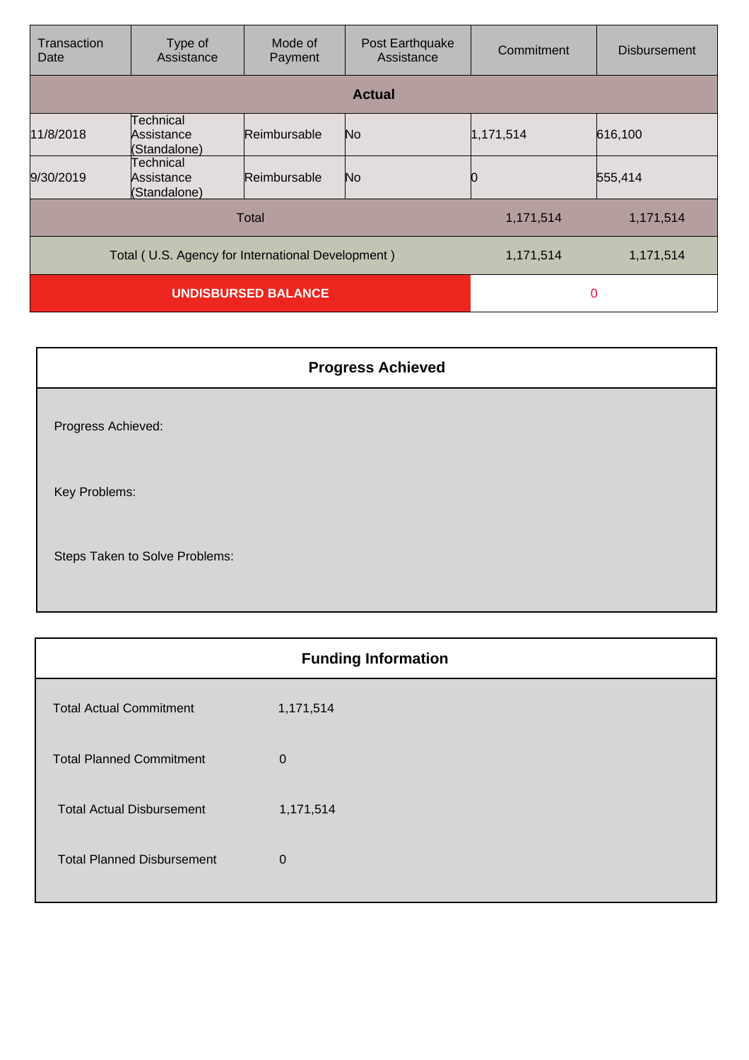| Transaction Date | Type of Assistance | Mode of Payment | Post Earthquake Assistance | Commitment | Disbursement |
|---|---|---|---|---|---|
| **Actual** | | | | | |
| 11/8/2018 | Technical Assistance (Standalone) | Reimbursable | No | 1,171,514 | 616,100 |
| 9/30/2019 | Technical Assistance (Standalone) | Reimbursable | No | 0 | 555,414 |
| Total | | | | 1,171,514 | 1,171,514 |
| Total ( U.S. Agency for International Development ) | | | | 1,171,514 | 1,171,514 |
| **UNDISBURSED BALANCE** | | | | 0 | |

## Progress Achieved

Progress Achieved:

Key Problems:

Steps Taken to Solve Problems:

## Funding Information

| | |
|---|---|
| Total Actual Commitment | 1,171,514 |
| Total Planned Commitment | 0 |
| Total Actual Disbursement | 1,171,514 |
| Total Planned Disbursement | 0 |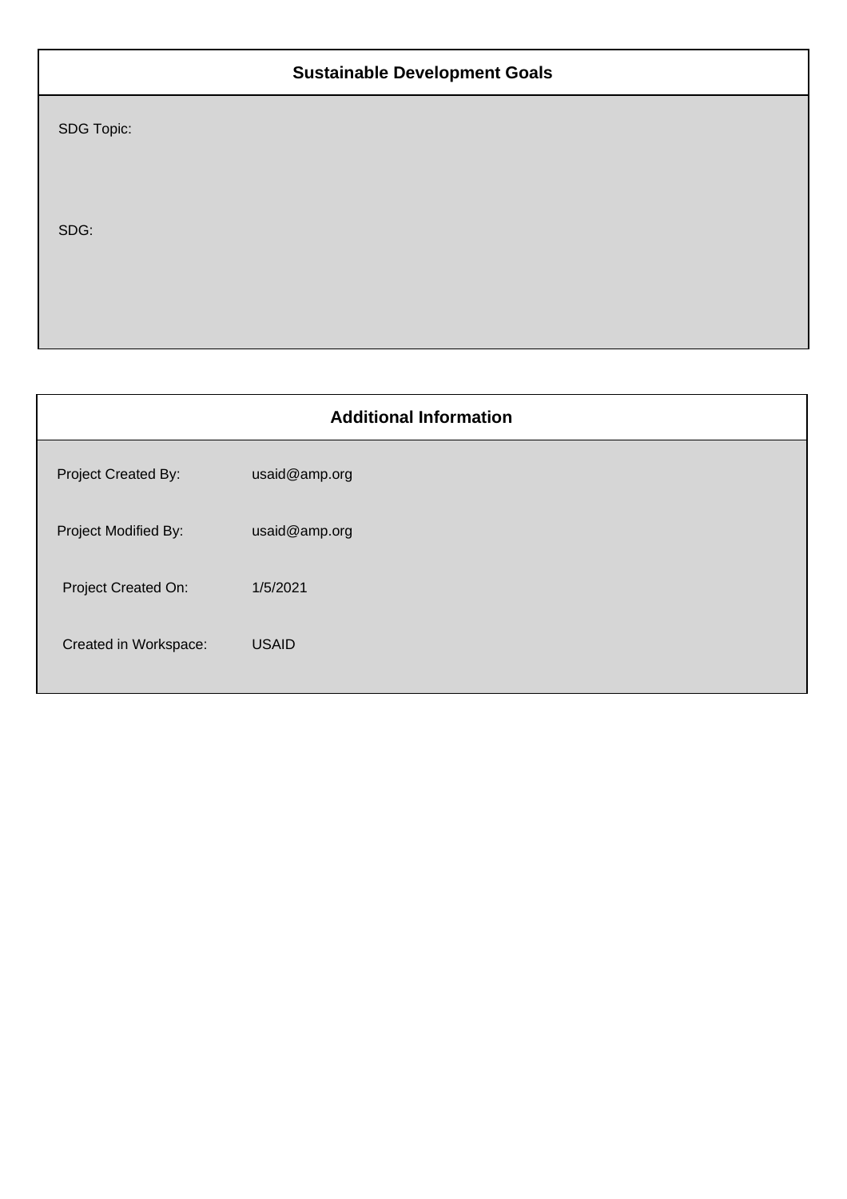## Sustainable Development Goals

SDG Topic:

SDG:

## Additional Information

| | |
|---|---|
| Project Created By: | usaid@amp.org |
| Project Modified By: | usaid@amp.org |
| Project Created On: | 1/5/2021 |
| Created in Workspace: | USAID |